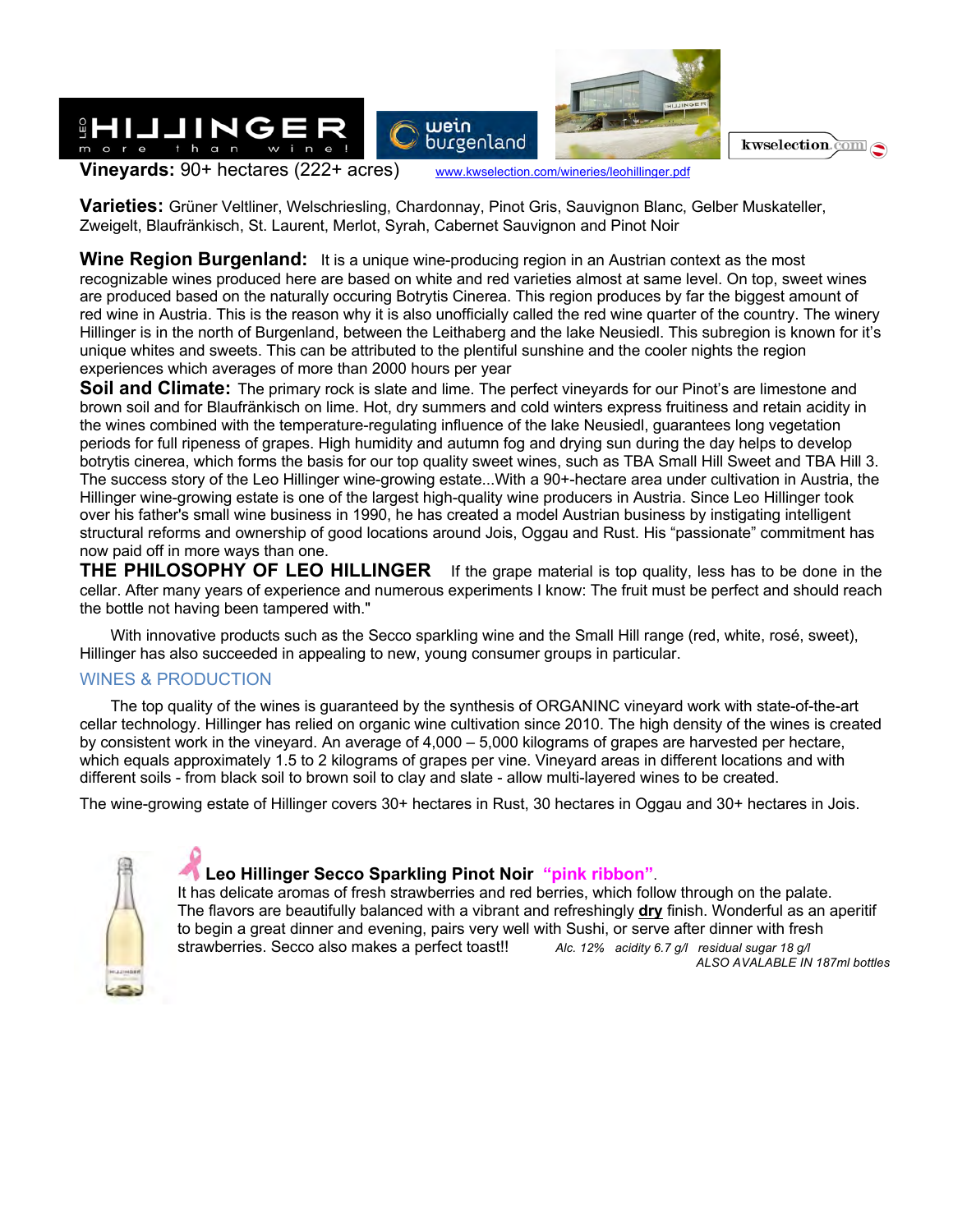**Vineyards:** 90+ hectares (222+ acres) www.kwselection.com/wineries/leohillinger.pdf

**Varieties:** Grüner Veltliner, Welschriesling, Chardonnay, Pinot Gris, Sauvignon Blanc, Gelber Muskateller, Zweigelt, Blaufränkisch, St. Laurent, Merlot, Syrah, Cabernet Sauvignon and Pinot Noir

**Wine Region Burgenland:** It is a unique wine-producing region in an Austrian context as the most recognizable wines produced here are based on white and red varieties almost at same level. On top, sweet wines are produced based on the naturally occuring Botrytis Cinerea. This region produces by far the biggest amount of red wine in Austria. This is the reason why it is also unofficially called the red wine quarter of the country. The winery Hillinger is in the north of Burgenland, between the Leithaberg and the lake Neusiedl. This subregion is known for it's unique whites and sweets. This can be attributed to the plentiful sunshine and the cooler nights the region experiences which averages of more than 2000 hours per year

**Soil and Climate:** The primary rock is slate and lime. The perfect vineyards for our Pinot's are limestone and brown soil and for Blaufränkisch on lime. Hot, dry summers and cold winters express fruitiness and retain acidity in the wines combined with the temperature-regulating influence of the lake Neusiedl, guarantees long vegetation periods for full ripeness of grapes. High humidity and autumn fog and drying sun during the day helps to develop botrytis cinerea, which forms the basis for our top quality sweet wines, such as TBA Small Hill Sweet and TBA Hill 3. The success story of the Leo Hillinger wine-growing estate...With a 90+-hectare area under cultivation in Austria, the Hillinger wine-growing estate is one of the largest high-quality wine producers in Austria. Since Leo Hillinger took over his father's small wine business in 1990, he has created a model Austrian business by instigating intelligent structural reforms and ownership of good locations around Jois, Oggau and Rust. His "passionate" commitment has now paid off in more ways than one.

**THE PHILOSOPHY OF LEO HILLINGER** If the grape material is top quality, less has to be done in the cellar. After many years of experience and numerous experiments I know: The fruit must be perfect and should reach the bottle not having been tampered with."

With innovative products such as the Secco sparkling wine and the Small Hill range (red, white, rosé, sweet), Hillinger has also succeeded in appealing to new, young consumer groups in particular.

## WINES & PRODUCTION

The top quality of the wines is guaranteed by the synthesis of ORGANINC vineyard work with state-of-the-art cellar technology. Hillinger has relied on organic wine cultivation since 2010. The high density of the wines is created by consistent work in the vineyard. An average of 4,000 – 5,000 kilograms of grapes are harvested per hectare, which equals approximately 1.5 to 2 kilograms of grapes per vine. Vineyard areas in different locations and with different soils - from black soil to brown soil to clay and slate - allow multi-layered wines to be created.

The wine-growing estate of Hillinger covers 30+ hectares in Rust, 30 hectares in Oggau and 30+ hectares in Jois.

### Leo Hillinger Secco Sparkling Pinot Noir "pink ribbon".

It has delicate aromas of fresh strawberries and red berries, which follow through on the palate. The flavors are beautifully balanced with a vibrant and refreshingly **dry** finish. Wonderful as an aperitif to begin a great dinner and evening, pairs very well with Sushi, or serve after dinner with fresh strawberries. Secco also makes a perfect toast!! *Alc. 12% acidity 6.7 g/l residual sugar 18 g/l*

*ALSO AVALABLE IN 187ml bottles*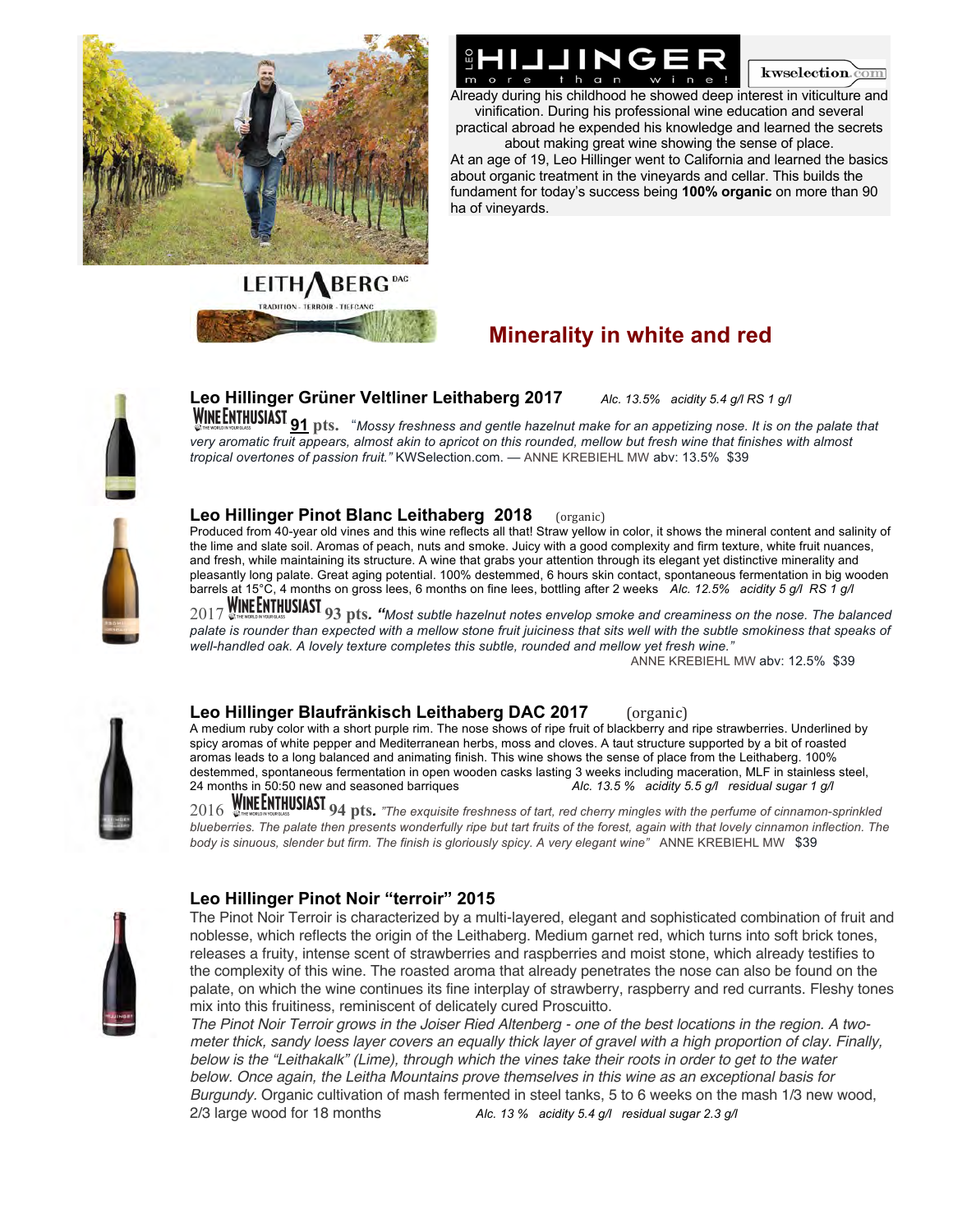**HILLINGER** more than wine! — kwselection.com

Already during his childhood he showed deep interest in viticulture and vinification. During his professional wine education and several practical abroad he expended his knowledge and learned the secrets about making great wine showing the sense of place.
At an age of 19, Leo Hillinger went to California and learned the basics about organic treatment in the vineyards and cellar. This builds the fundament for today's success being **100% organic** on more than 90 ha of vineyards.

LEITHABERG DAC
TRADITION · TERROIR · TIEFGANG

## Minerality in white and red

### Leo Hillinger Grüner Veltliner Leithaberg 2017

*Alc. 13.5% acidity 5.4 g/l RS 1 g/l*

WINE ENTHUSIAST **91** pts. "*Mossy freshness and gentle hazelnut make for an appetizing nose. It is on the palate that very aromatic fruit appears, almost akin to apricot on this rounded, mellow but fresh wine that finishes with almost tropical overtones of passion fruit.*" KWSelection.com. — ANNE KREBIEHL MW abv: 13.5% $39

### Leo Hillinger Pinot Blanc Leithaberg 2018 (organic)

Produced from 40-year old vines and this wine reflects all that! Straw yellow in color, it shows the mineral content and salinity of the lime and slate soil. Aromas of peach, nuts and smoke. Juicy with a good complexity and firm texture, white fruit nuances, and fresh, while maintaining its structure. A wine that grabs your attention through its elegant yet distinctive minerality and pleasantly long palate. Great aging potential. 100% destemmed, 6 hours skin contact, spontaneous fermentation in big wooden barrels at 15°C, 4 months on gross lees, 6 months on fine lees, bottling after 2 weeks *Alc. 12.5% acidity 5 g/l RS 1 g/l*

2017 WINE ENTHUSIAST 93 pts. "*Most subtle hazelnut notes envelop smoke and creaminess on the nose. The balanced palate is rounder than expected with a mellow stone fruit juiciness that sits well with the subtle smokiness that speaks of well-handled oak. A lovely texture completes this subtle, rounded and mellow yet fresh wine.*"
ANNE KREBIEHL MW abv: 12.5% $39

### Leo Hillinger Blaufränkisch Leithaberg DAC 2017 (organic)

A medium ruby color with a short purple rim. The nose shows of ripe fruit of blackberry and ripe strawberries. Underlined by spicy aromas of white pepper and Mediterranean herbs, moss and cloves. A taut structure supported by a bit of roasted aromas leads to a long balanced and animating finish. This wine shows the sense of place from the Leithaberg. 100% destemmed, spontaneous fermentation in open wooden casks lasting 3 weeks including maceration, MLF in stainless steel, 24 months in 50:50 new and seasoned barriques *Alc. 13.5 % acidity 5.5 g/l residual sugar 1 g/l*

2016 WINE ENTHUSIAST 94 pts. *"The exquisite freshness of tart, red cherry mingles with the perfume of cinnamon-sprinkled blueberries. The palate then presents wonderfully ripe but tart fruits of the forest, again with that lovely cinnamon inflection. The body is sinuous, slender but firm. The finish is gloriously spicy. A very elegant wine"* ANNE KREBIEHL MW $39

### Leo Hillinger Pinot Noir "terroir" 2015

The Pinot Noir Terroir is characterized by a multi-layered, elegant and sophisticated combination of fruit and noblesse, which reflects the origin of the Leithaberg. Medium garnet red, which turns into soft brick tones, releases a fruity, intense scent of strawberries and raspberries and moist stone, which already testifies to the complexity of this wine. The roasted aroma that already penetrates the nose can also be found on the palate, on which the wine continues its fine interplay of strawberry, raspberry and red currants. Fleshy tones mix into this fruitiness, reminiscent of delicately cured Proscuitto.
*The Pinot Noir Terroir grows in the Joiser Ried Altenberg - one of the best locations in the region. A two-meter thick, sandy loess layer covers an equally thick layer of gravel with a high proportion of clay. Finally, below is the "Leithakalk" (Lime), through which the vines take their roots in order to get to the water below. Once again, the Leitha Mountains prove themselves in this wine as an exceptional basis for Burgundy.* Organic cultivation of mash fermented in steel tanks, 5 to 6 weeks on the mash 1/3 new wood, 2/3 large wood for 18 months *Alc. 13 % acidity 5.4 g/l residual sugar 2.3 g/l*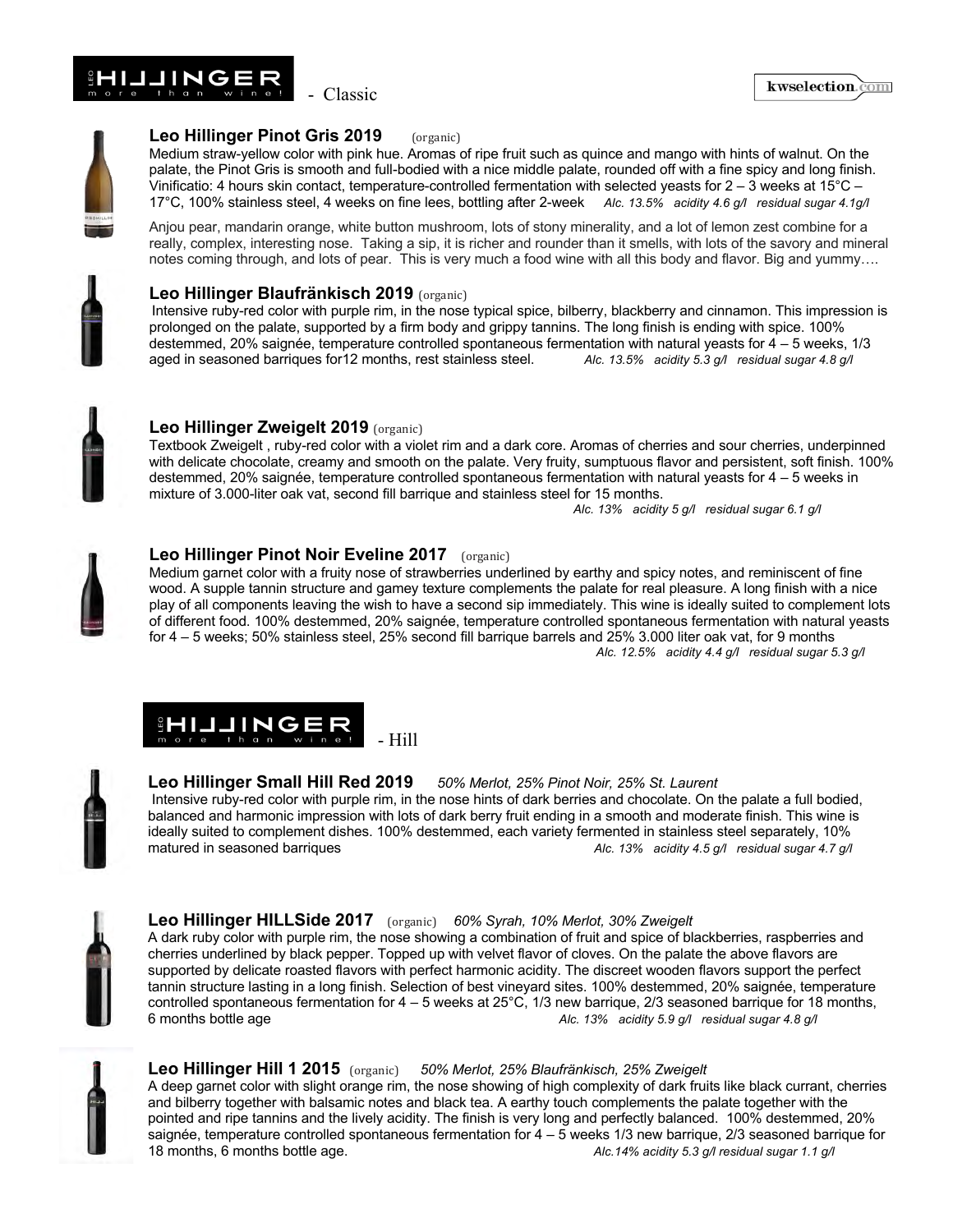# LEO HILLINGER more than wine! - Classic

kwselection.com

### Leo Hillinger Pinot Gris 2019 (organic)

Medium straw-yellow color with pink hue. Aromas of ripe fruit such as quince and mango with hints of walnut. On the palate, the Pinot Gris is smooth and full-bodied with a nice middle palate, rounded off with a fine spicy and long finish. Vinificatio: 4 hours skin contact, temperature-controlled fermentation with selected yeasts for 2 – 3 weeks at 15°C – 17°C, 100% stainless steel, 4 weeks on fine lees, bottling after 2-week *Alc. 13.5% acidity 4.6 g/l residual sugar 4.1g/l*

Anjou pear, mandarin orange, white button mushroom, lots of stony minerality, and a lot of lemon zest combine for a really, complex, interesting nose. Taking a sip, it is richer and rounder than it smells, with lots of the savory and mineral notes coming through, and lots of pear. This is very much a food wine with all this body and flavor. Big and yummy….

### Leo Hillinger Blaufränkisch 2019 (organic)

Intensive ruby-red color with purple rim, in the nose typical spice, bilberry, blackberry and cinnamon. This impression is prolonged on the palate, supported by a firm body and grippy tannins. The long finish is ending with spice. 100% destemmed, 20% saignée, temperature controlled spontaneous fermentation with natural yeasts for 4 – 5 weeks, 1/3 aged in seasoned barriques for12 months, rest stainless steel. *Alc. 13.5% acidity 5.3 g/l residual sugar 4.8 g/l*

### Leo Hillinger Zweigelt 2019 (organic)

Textbook Zweigelt , ruby-red color with a violet rim and a dark core. Aromas of cherries and sour cherries, underpinned with delicate chocolate, creamy and smooth on the palate. Very fruity, sumptuous flavor and persistent, soft finish. 100% destemmed, 20% saignée, temperature controlled spontaneous fermentation with natural yeasts for 4 – 5 weeks in mixture of 3.000-liter oak vat, second fill barrique and stainless steel for 15 months.

*Alc. 13% acidity 5 g/l residual sugar 6.1 g/l*

### Leo Hillinger Pinot Noir Eveline 2017 (organic)

Medium garnet color with a fruity nose of strawberries underlined by earthy and spicy notes, and reminiscent of fine wood. A supple tannin structure and gamey texture complements the palate for real pleasure. A long finish with a nice play of all components leaving the wish to have a second sip immediately. This wine is ideally suited to complement lots of different food. 100% destemmed, 20% saignée, temperature controlled spontaneous fermentation with natural yeasts for 4 – 5 weeks; 50% stainless steel, 25% second fill barrique barrels and 25% 3.000 liter oak vat, for 9 months

*Alc. 12.5% acidity 4.4 g/l residual sugar 5.3 g/l*

# LEO HILLINGER more than wine! - Hill

### Leo Hillinger Small Hill Red 2019 *50% Merlot, 25% Pinot Noir, 25% St. Laurent*

Intensive ruby-red color with purple rim, in the nose hints of dark berries and chocolate. On the palate a full bodied, balanced and harmonic impression with lots of dark berry fruit ending in a smooth and moderate finish. This wine is ideally suited to complement dishes. 100% destemmed, each variety fermented in stainless steel separately, 10% matured in seasoned barriques *Alc. 13% acidity 4.5 g/l residual sugar 4.7 g/l*

### Leo Hillinger HILLSide 2017 (organic) *60% Syrah, 10% Merlot, 30% Zweigelt*

A dark ruby color with purple rim, the nose showing a combination of fruit and spice of blackberries, raspberries and cherries underlined by black pepper. Topped up with velvet flavor of cloves. On the palate the above flavors are supported by delicate roasted flavors with perfect harmonic acidity. The discreet wooden flavors support the perfect tannin structure lasting in a long finish. Selection of best vineyard sites. 100% destemmed, 20% saignée, temperature controlled spontaneous fermentation for 4 – 5 weeks at 25°C, 1/3 new barrique, 2/3 seasoned barrique for 18 months, 6 months bottle age *Alc. 13% acidity 5.9 g/l residual sugar 4.8 g/l*

### Leo Hillinger Hill 1 2015 (organic) *50% Merlot, 25% Blaufränkisch, 25% Zweigelt*

A deep garnet color with slight orange rim, the nose showing of high complexity of dark fruits like black currant, cherries and bilberry together with balsamic notes and black tea. A earthy touch complements the palate together with the pointed and ripe tannins and the lively acidity. The finish is very long and perfectly balanced. 100% destemmed, 20% saignée, temperature controlled spontaneous fermentation for 4 – 5 weeks 1/3 new barrique, 2/3 seasoned barrique for 18 months, 6 months bottle age. *Alc.14% acidity 5.3 g/l residual sugar 1.1 g/l*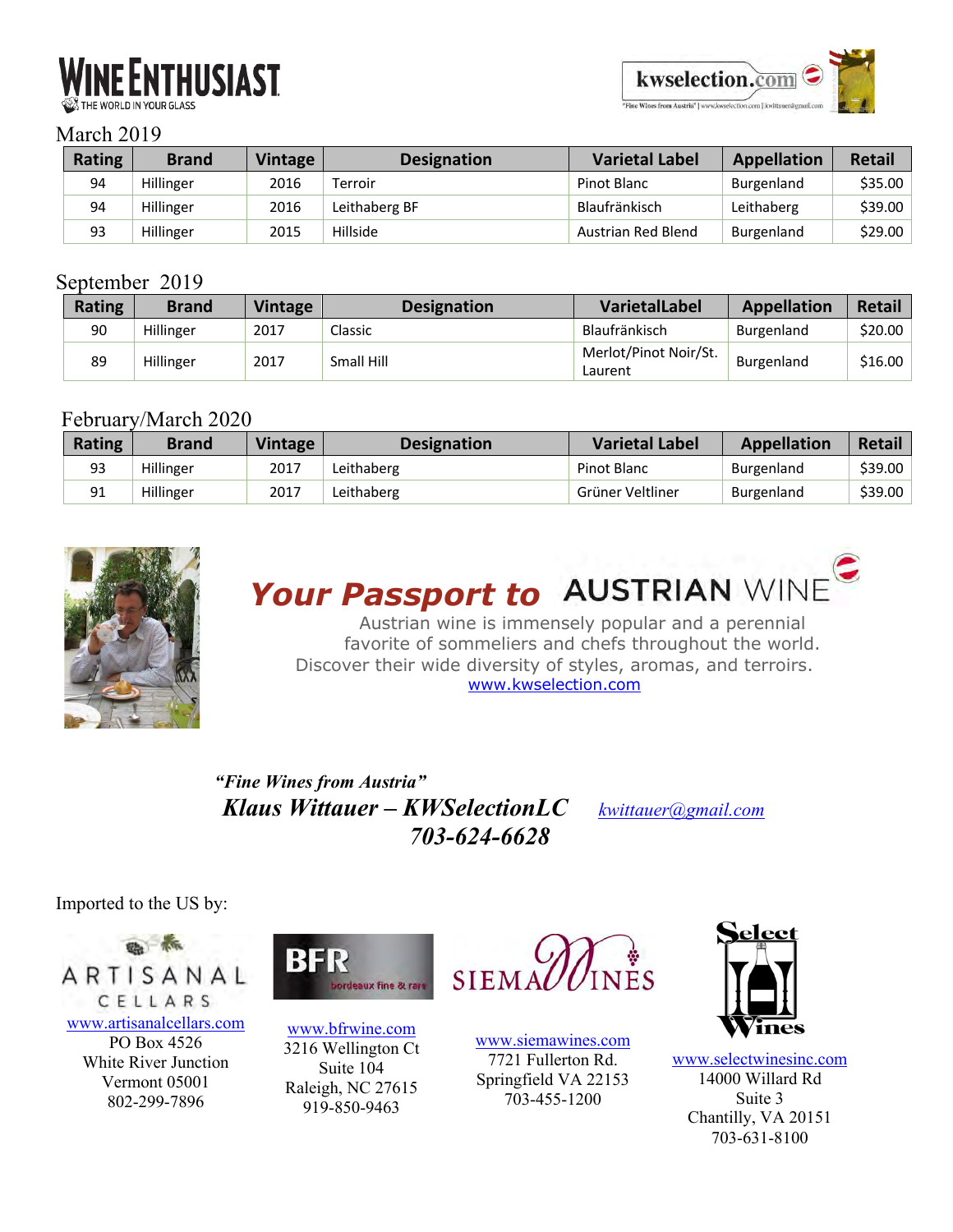WINE ENTHUSIAST
THE WORLD IN YOUR GLASS

kwselection.com
"Fine Wines from Austria" | www.kwselection.com | kwittauer@gmail.com

March 2019

| Rating | Brand | Vintage | Designation | Varietal Label | Appellation | Retail |
|---|---|---|---|---|---|---|
| 94 | Hillinger | 2016 | Terroir | Pinot Blanc | Burgenland | $35.00 |
| 94 | Hillinger | 2016 | Leithaberg BF | Blaufränkisch | Leithaberg | $39.00 |
| 93 | Hillinger | 2015 | Hillside | Austrian Red Blend | Burgenland | $29.00 |

September 2019

| Rating | Brand | Vintage | Designation | VarietalLabel | Appellation | Retail |
|---|---|---|---|---|---|---|
| 90 | Hillinger | 2017 | Classic | Blaufränkisch | Burgenland | $20.00 |
| 89 | Hillinger | 2017 | Small Hill | Merlot/Pinot Noir/St. Laurent | Burgenland | $16.00 |

February/March 2020

| Rating | Brand | Vintage | Designation | Varietal Label | Appellation | Retail |
|---|---|---|---|---|---|---|
| 93 | Hillinger | 2017 | Leithaberg | Pinot Blanc | Burgenland | $39.00 |
| 91 | Hillinger | 2017 | Leithaberg | Grüner Veltliner | Burgenland | $39.00 |

## *Your Passport to* AUSTRIAN WINE

Austrian wine is immensely popular and a perennial favorite of sommeliers and chefs throughout the world. Discover their wide diversity of styles, aromas, and terroirs.
www.kwselection.com

***"Fine Wines from Austria"***
***Klaus Wittauer – KWSelectionLC*** *kwittauer@gmail.com*
***703-624-6628***

Imported to the US by:

ARTISANAL CELLARS
www.artisanalcellars.com
PO Box 4526
White River Junction
Vermont 05001
802-299-7896

BFR bordeaux fine & rare
www.bfrwine.com
3216 Wellington Ct
Suite 104
Raleigh, NC 27615
919-850-9463

SIEMA WINES
www.siemawines.com
7721 Fullerton Rd.
Springfield VA 22153
703-455-1200

Select Wines
www.selectwinesinc.com
14000 Willard Rd
Suite 3
Chantilly, VA 20151
703-631-8100